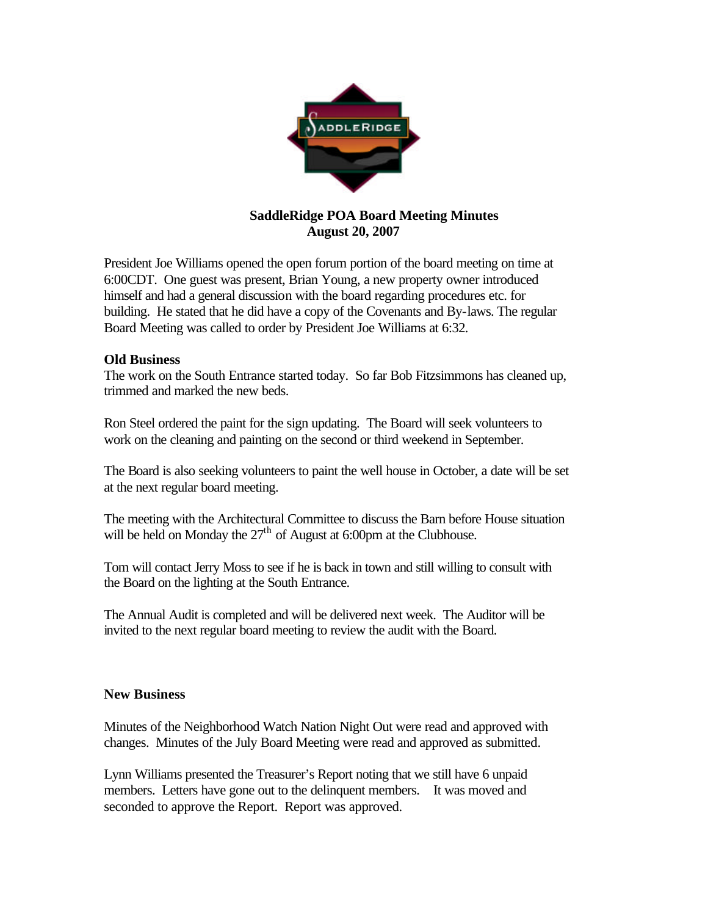**SaddleRidge POA Board Meeting Minutes**
**August 20, 2007**

President Joe Williams opened the open forum portion of the board meeting on time at 6:00CDT. One guest was present, Brian Young, a new property owner introduced himself and had a general discussion with the board regarding procedures etc. for building. He stated that he did have a copy of the Covenants and By-laws. The regular Board Meeting was called to order by President Joe Williams at 6:32.

**Old Business**

The work on the South Entrance started today. So far Bob Fitzsimmons has cleaned up, trimmed and marked the new beds.

Ron Steel ordered the paint for the sign updating. The Board will seek volunteers to work on the cleaning and painting on the second or third weekend in September.

The Board is also seeking volunteers to paint the well house in October, a date will be set at the next regular board meeting.

The meeting with the Architectural Committee to discuss the Barn before House situation will be held on Monday the 27th of August at 6:00pm at the Clubhouse.

Tom will contact Jerry Moss to see if he is back in town and still willing to consult with the Board on the lighting at the South Entrance.

The Annual Audit is completed and will be delivered next week. The Auditor will be invited to the next regular board meeting to review the audit with the Board.

**New Business**

Minutes of the Neighborhood Watch Nation Night Out were read and approved with changes. Minutes of the July Board Meeting were read and approved as submitted.

Lynn Williams presented the Treasurer's Report noting that we still have 6 unpaid members. Letters have gone out to the delinquent members. It was moved and seconded to approve the Report. Report was approved.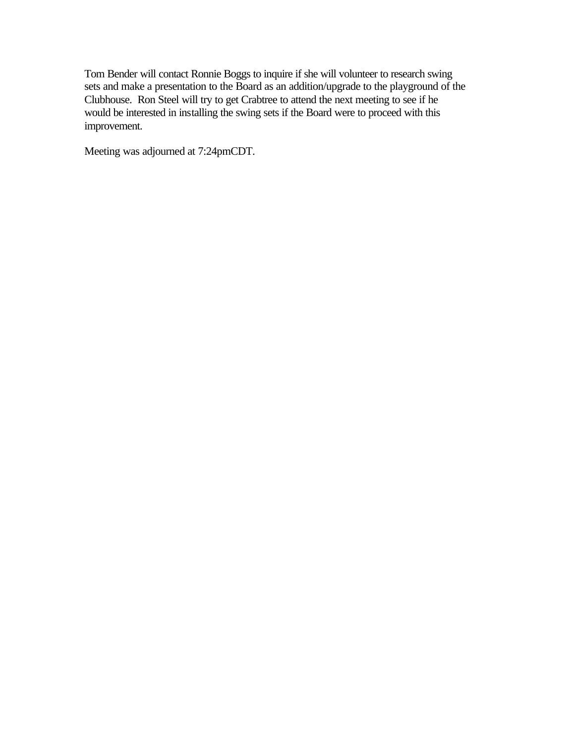Tom Bender will contact Ronnie Boggs to inquire if she will volunteer to research swing sets and make a presentation to the Board as an addition/upgrade to the playground of the Clubhouse. Ron Steel will try to get Crabtree to attend the next meeting to see if he would be interested in installing the swing sets if the Board were to proceed with this improvement.

Meeting was adjourned at 7:24pmCDT.